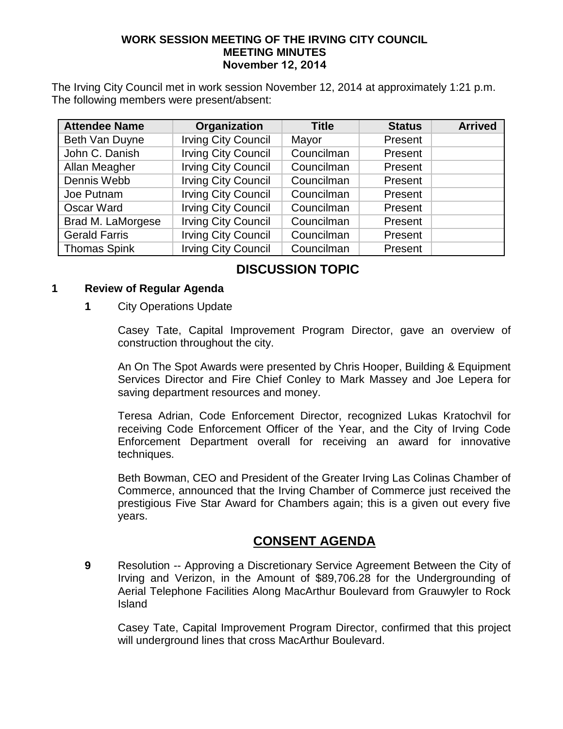# WORK SESSION MEETING OF THE IRVING CITY COUNCIL
## MEETING MINUTES
### November 12, 2014

The Irving City Council met in work session November 12, 2014 at approximately 1:21 p.m. The following members were present/absent:

| Attendee Name | Organization | Title | Status | Arrived |
|---|---|---|---|---|
| Beth Van Duyne | Irving City Council | Mayor | Present | |
| John C. Danish | Irving City Council | Councilman | Present | |
| Allan Meagher | Irving City Council | Councilman | Present | |
| Dennis Webb | Irving City Council | Councilman | Present | |
| Joe Putnam | Irving City Council | Councilman | Present | |
| Oscar Ward | Irving City Council | Councilman | Present | |
| Brad M. LaMorgese | Irving City Council | Councilman | Present | |
| Gerald Farris | Irving City Council | Councilman | Present | |
| Thomas Spink | Irving City Council | Councilman | Present | |

## DISCUSSION TOPIC

**1 Review of Regular Agenda**

**1** City Operations Update

Casey Tate, Capital Improvement Program Director, gave an overview of construction throughout the city.

An On The Spot Awards were presented by Chris Hooper, Building & Equipment Services Director and Fire Chief Conley to Mark Massey and Joe Lepera for saving department resources and money.

Teresa Adrian, Code Enforcement Director, recognized Lukas Kratochvil for receiving Code Enforcement Officer of the Year, and the City of Irving Code Enforcement Department overall for receiving an award for innovative techniques.

Beth Bowman, CEO and President of the Greater Irving Las Colinas Chamber of Commerce, announced that the Irving Chamber of Commerce just received the prestigious Five Star Award for Chambers again; this is a given out every five years.

## CONSENT AGENDA

**9** Resolution -- Approving a Discretionary Service Agreement Between the City of Irving and Verizon, in the Amount of $89,706.28 for the Undergrounding of Aerial Telephone Facilities Along MacArthur Boulevard from Grauwyler to Rock Island

Casey Tate, Capital Improvement Program Director, confirmed that this project will underground lines that cross MacArthur Boulevard.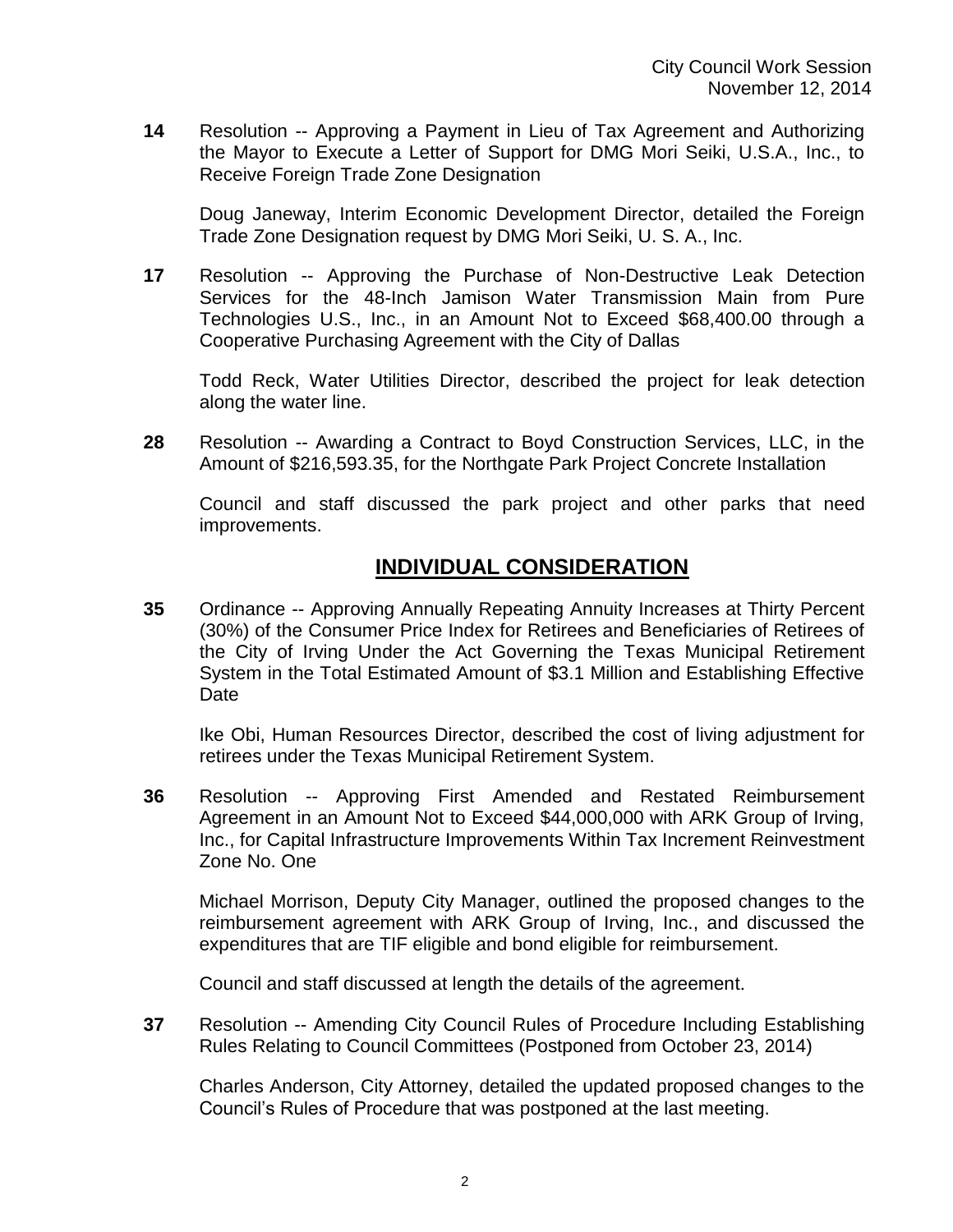**14** Resolution -- Approving a Payment in Lieu of Tax Agreement and Authorizing the Mayor to Execute a Letter of Support for DMG Mori Seiki, U.S.A., Inc., to Receive Foreign Trade Zone Designation

Doug Janeway, Interim Economic Development Director, detailed the Foreign Trade Zone Designation request by DMG Mori Seiki, U. S. A., Inc.

**17** Resolution -- Approving the Purchase of Non-Destructive Leak Detection Services for the 48-Inch Jamison Water Transmission Main from Pure Technologies U.S., Inc., in an Amount Not to Exceed $68,400.00 through a Cooperative Purchasing Agreement with the City of Dallas

Todd Reck, Water Utilities Director, described the project for leak detection along the water line.

**28** Resolution -- Awarding a Contract to Boyd Construction Services, LLC, in the Amount of $216,593.35, for the Northgate Park Project Concrete Installation

Council and staff discussed the park project and other parks that need improvements.

## INDIVIDUAL CONSIDERATION

**35** Ordinance -- Approving Annually Repeating Annuity Increases at Thirty Percent (30%) of the Consumer Price Index for Retirees and Beneficiaries of Retirees of the City of Irving Under the Act Governing the Texas Municipal Retirement System in the Total Estimated Amount of $3.1 Million and Establishing Effective Date

Ike Obi, Human Resources Director, described the cost of living adjustment for retirees under the Texas Municipal Retirement System.

**36** Resolution -- Approving First Amended and Restated Reimbursement Agreement in an Amount Not to Exceed $44,000,000 with ARK Group of Irving, Inc., for Capital Infrastructure Improvements Within Tax Increment Reinvestment Zone No. One

Michael Morrison, Deputy City Manager, outlined the proposed changes to the reimbursement agreement with ARK Group of Irving, Inc., and discussed the expenditures that are TIF eligible and bond eligible for reimbursement.

Council and staff discussed at length the details of the agreement.

**37** Resolution -- Amending City Council Rules of Procedure Including Establishing Rules Relating to Council Committees (Postponed from October 23, 2014)

Charles Anderson, City Attorney, detailed the updated proposed changes to the Council's Rules of Procedure that was postponed at the last meeting.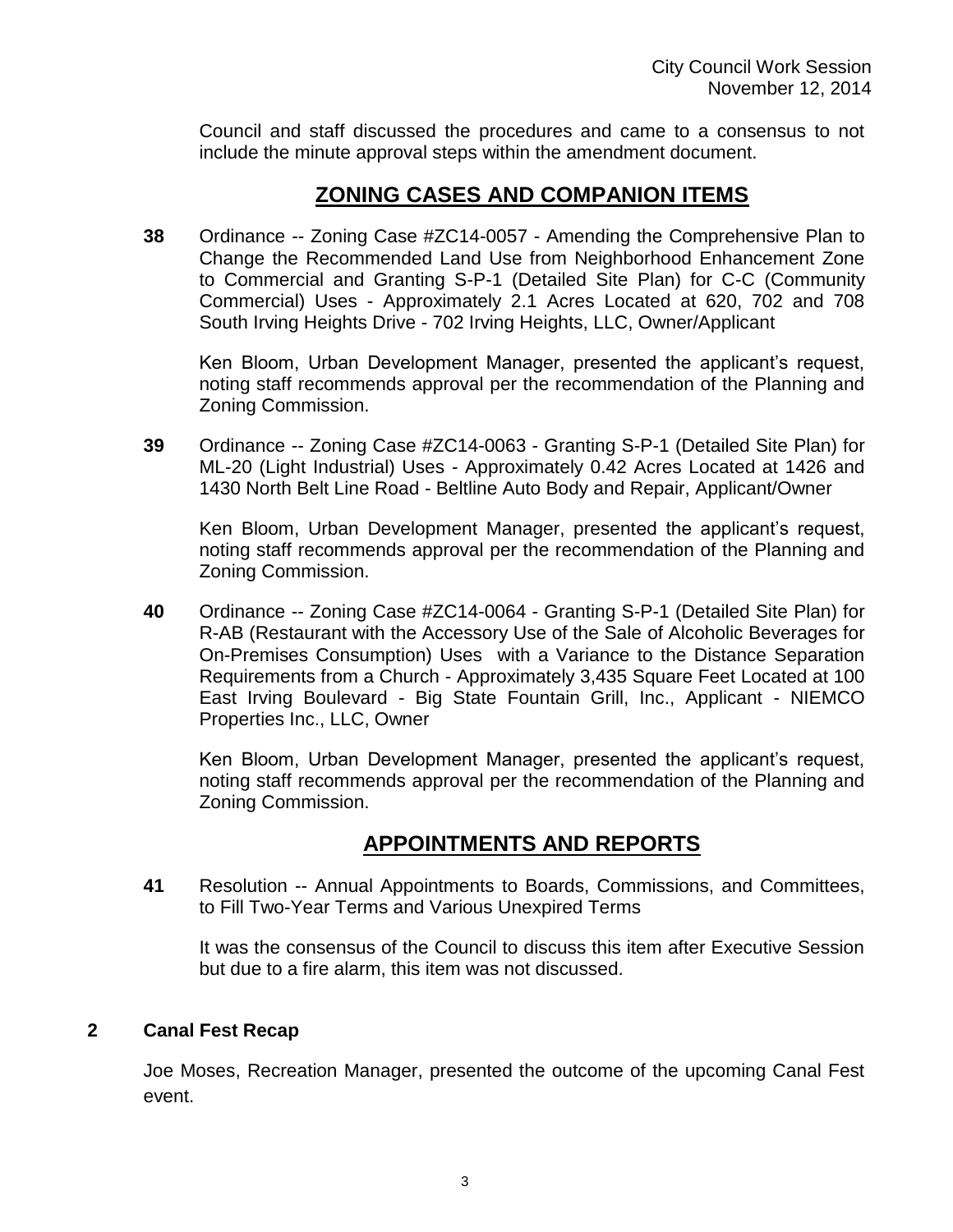Council and staff discussed the procedures and came to a consensus to not include the minute approval steps within the amendment document.

## ZONING CASES AND COMPANION ITEMS

**38** Ordinance -- Zoning Case #ZC14-0057 - Amending the Comprehensive Plan to Change the Recommended Land Use from Neighborhood Enhancement Zone to Commercial and Granting S-P-1 (Detailed Site Plan) for C-C (Community Commercial) Uses - Approximately 2.1 Acres Located at 620, 702 and 708 South Irving Heights Drive - 702 Irving Heights, LLC, Owner/Applicant

Ken Bloom, Urban Development Manager, presented the applicant's request, noting staff recommends approval per the recommendation of the Planning and Zoning Commission.

**39** Ordinance -- Zoning Case #ZC14-0063 - Granting S-P-1 (Detailed Site Plan) for ML-20 (Light Industrial) Uses - Approximately 0.42 Acres Located at 1426 and 1430 North Belt Line Road - Beltline Auto Body and Repair, Applicant/Owner

Ken Bloom, Urban Development Manager, presented the applicant's request, noting staff recommends approval per the recommendation of the Planning and Zoning Commission.

**40** Ordinance -- Zoning Case #ZC14-0064 - Granting S-P-1 (Detailed Site Plan) for R-AB (Restaurant with the Accessory Use of the Sale of Alcoholic Beverages for On-Premises Consumption) Uses with a Variance to the Distance Separation Requirements from a Church - Approximately 3,435 Square Feet Located at 100 East Irving Boulevard - Big State Fountain Grill, Inc., Applicant - NIEMCO Properties Inc., LLC, Owner

Ken Bloom, Urban Development Manager, presented the applicant's request, noting staff recommends approval per the recommendation of the Planning and Zoning Commission.

## APPOINTMENTS AND REPORTS

**41** Resolution -- Annual Appointments to Boards, Commissions, and Committees, to Fill Two-Year Terms and Various Unexpired Terms

It was the consensus of the Council to discuss this item after Executive Session but due to a fire alarm, this item was not discussed.

### 2 Canal Fest Recap

Joe Moses, Recreation Manager, presented the outcome of the upcoming Canal Fest event.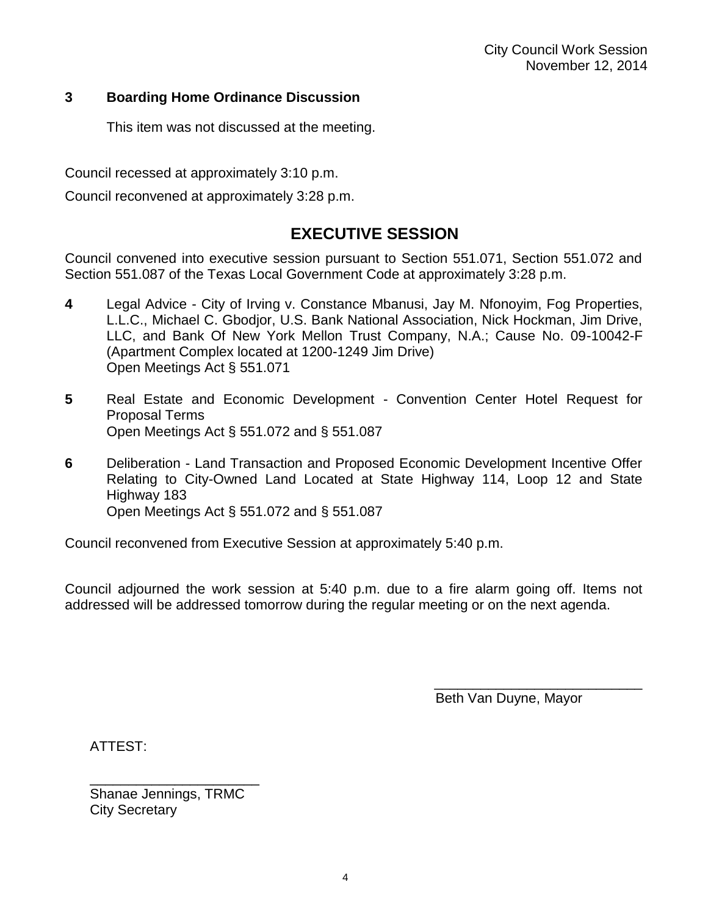**3 Boarding Home Ordinance Discussion**

This item was not discussed at the meeting.

Council recessed at approximately 3:10 p.m.

Council reconvened at approximately 3:28 p.m.

## EXECUTIVE SESSION

Council convened into executive session pursuant to Section 551.071, Section 551.072 and Section 551.087 of the Texas Local Government Code at approximately 3:28 p.m.

**4** Legal Advice - City of Irving v. Constance Mbanusi, Jay M. Nfonoyim, Fog Properties, L.L.C., Michael C. Gbodjor, U.S. Bank National Association, Nick Hockman, Jim Drive, LLC, and Bank Of New York Mellon Trust Company, N.A.; Cause No. 09-10042-F (Apartment Complex located at 1200-1249 Jim Drive)
Open Meetings Act § 551.071

**5** Real Estate and Economic Development - Convention Center Hotel Request for Proposal Terms
Open Meetings Act § 551.072 and § 551.087

**6** Deliberation - Land Transaction and Proposed Economic Development Incentive Offer Relating to City-Owned Land Located at State Highway 114, Loop 12 and State Highway 183
Open Meetings Act § 551.072 and § 551.087

Council reconvened from Executive Session at approximately 5:40 p.m.

Council adjourned the work session at 5:40 p.m. due to a fire alarm going off. Items not addressed will be addressed tomorrow during the regular meeting or on the next agenda.

\_\_\_\_\_\_\_\_\_\_\_\_\_\_\_\_\_\_\_\_\_\_\_\_\_\_\_\_
Beth Van Duyne, Mayor

ATTEST:

\_\_\_\_\_\_\_\_\_\_\_\_\_\_\_\_\_\_\_\_\_\_
Shanae Jennings, TRMC
City Secretary